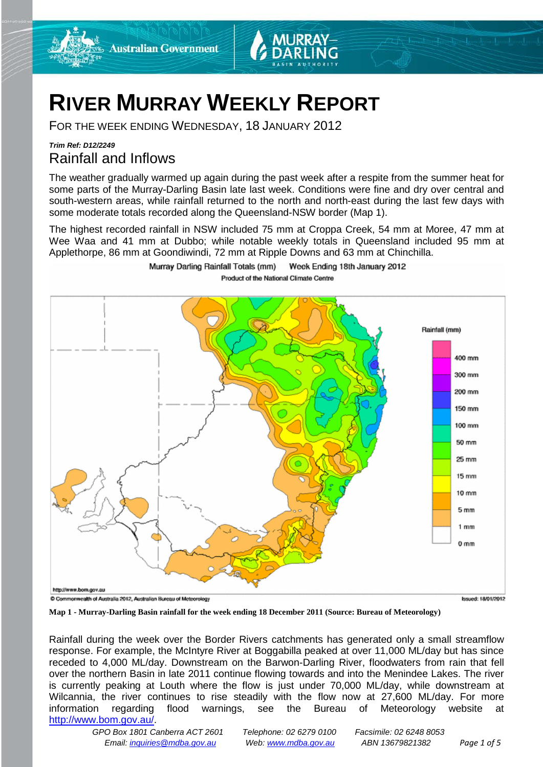# RIVER MURRAY WEEKLY REPORT

FOR THE WEEK ENDING WEDNESDAY, 18 JANUARY 2012

***Trim Ref: D12/2249***

## Rainfall and Inflows

The weather gradually warmed up again during the past week after a respite from the summer heat for some parts of the Murray-Darling Basin late last week. Conditions were fine and dry over central and south-western areas, while rainfall returned to the north and north-east during the last few days with some moderate totals recorded along the Queensland-NSW border (Map 1).

The highest recorded rainfall in NSW included 75 mm at Croppa Creek, 54 mm at Moree, 47 mm at Wee Waa and 41 mm at Dubbo; while notable weekly totals in Queensland included 95 mm at Applethorpe, 86 mm at Goondiwindi, 72 mm at Ripple Downs and 63 mm at Chinchilla.

**Map 1 - Murray-Darling Basin rainfall for the week ending 18 December 2011 (Source: Bureau of Meteorology)**

Rainfall during the week over the Border Rivers catchments has generated only a small streamflow response. For example, the McIntyre River at Boggabilla peaked at over 11,000 ML/day but has since receded to 4,000 ML/day. Downstream on the Barwon-Darling River, floodwaters from rain that fell over the northern Basin in late 2011 continue flowing towards and into the Menindee Lakes. The river is currently peaking at Louth where the flow is just under 70,000 ML/day, while downstream at Wilcannia, the river continues to rise steadily with the flow now at 27,600 ML/day. For more information regarding flood warnings, see the Bureau of Meteorology website at http://www.bom.gov.au/.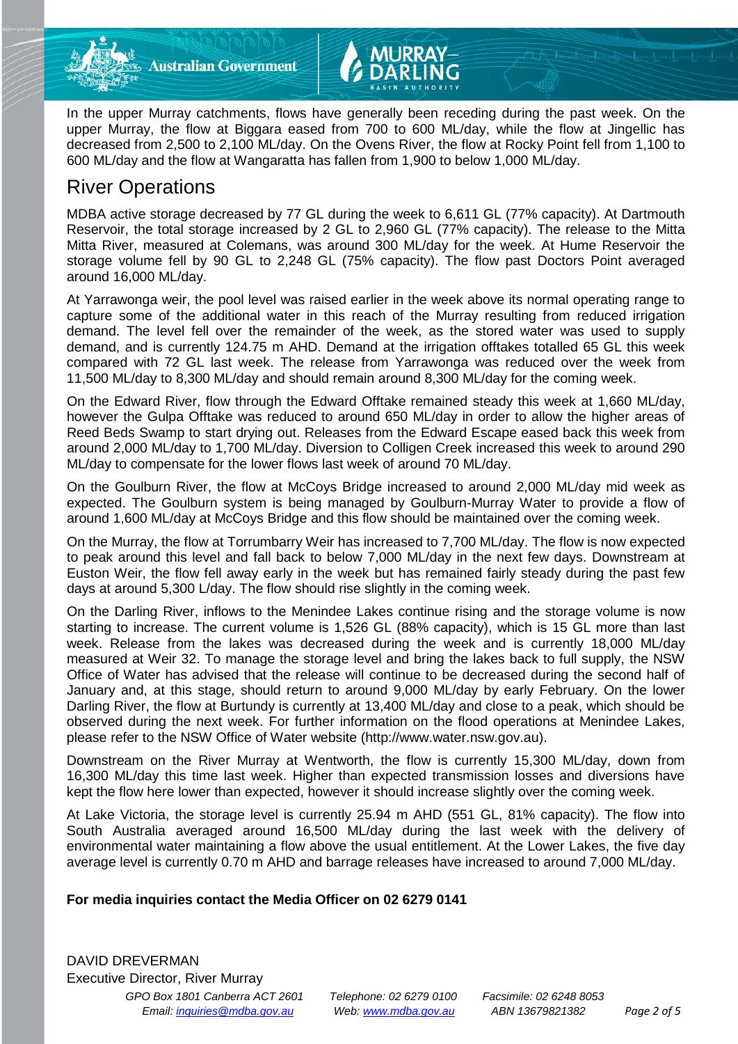In the upper Murray catchments, flows have generally been receding during the past week. On the upper Murray, the flow at Biggara eased from 700 to 600 ML/day, while the flow at Jingellic has decreased from 2,500 to 2,100 ML/day. On the Ovens River, the flow at Rocky Point fell from 1,100 to 600 ML/day and the flow at Wangaratta has fallen from 1,900 to below 1,000 ML/day.

## River Operations

MDBA active storage decreased by 77 GL during the week to 6,611 GL (77% capacity). At Dartmouth Reservoir, the total storage increased by 2 GL to 2,960 GL (77% capacity). The release to the Mitta Mitta River, measured at Colemans, was around 300 ML/day for the week. At Hume Reservoir the storage volume fell by 90 GL to 2,248 GL (75% capacity). The flow past Doctors Point averaged around 16,000 ML/day.

At Yarrawonga weir, the pool level was raised earlier in the week above its normal operating range to capture some of the additional water in this reach of the Murray resulting from reduced irrigation demand. The level fell over the remainder of the week, as the stored water was used to supply demand, and is currently 124.75 m AHD. Demand at the irrigation offtakes totalled 65 GL this week compared with 72 GL last week. The release from Yarrawonga was reduced over the week from 11,500 ML/day to 8,300 ML/day and should remain around 8,300 ML/day for the coming week.

On the Edward River, flow through the Edward Offtake remained steady this week at 1,660 ML/day, however the Gulpa Offtake was reduced to around 650 ML/day in order to allow the higher areas of Reed Beds Swamp to start drying out. Releases from the Edward Escape eased back this week from around 2,000 ML/day to 1,700 ML/day. Diversion to Colligen Creek increased this week to around 290 ML/day to compensate for the lower flows last week of around 70 ML/day.

On the Goulburn River, the flow at McCoys Bridge increased to around 2,000 ML/day mid week as expected. The Goulburn system is being managed by Goulburn-Murray Water to provide a flow of around 1,600 ML/day at McCoys Bridge and this flow should be maintained over the coming week.

On the Murray, the flow at Torrumbarry Weir has increased to 7,700 ML/day. The flow is now expected to peak around this level and fall back to below 7,000 ML/day in the next few days. Downstream at Euston Weir, the flow fell away early in the week but has remained fairly steady during the past few days at around 5,300 L/day. The flow should rise slightly in the coming week.

On the Darling River, inflows to the Menindee Lakes continue rising and the storage volume is now starting to increase. The current volume is 1,526 GL (88% capacity), which is 15 GL more than last week. Release from the lakes was decreased during the week and is currently 18,000 ML/day measured at Weir 32. To manage the storage level and bring the lakes back to full supply, the NSW Office of Water has advised that the release will continue to be decreased during the second half of January and, at this stage, should return to around 9,000 ML/day by early February. On the lower Darling River, the flow at Burtundy is currently at 13,400 ML/day and close to a peak, which should be observed during the next week. For further information on the flood operations at Menindee Lakes, please refer to the NSW Office of Water website (http://www.water.nsw.gov.au).

Downstream on the River Murray at Wentworth, the flow is currently 15,300 ML/day, down from 16,300 ML/day this time last week. Higher than expected transmission losses and diversions have kept the flow here lower than expected, however it should increase slightly over the coming week.

At Lake Victoria, the storage level is currently 25.94 m AHD (551 GL, 81% capacity). The flow into South Australia averaged around 16,500 ML/day during the last week with the delivery of environmental water maintaining a flow above the usual entitlement. At the Lower Lakes, the five day average level is currently 0.70 m AHD and barrage releases have increased to around 7,000 ML/day.

**For media inquiries contact the Media Officer on 02 6279 0141**

DAVID DREVERMAN
Executive Director, River Murray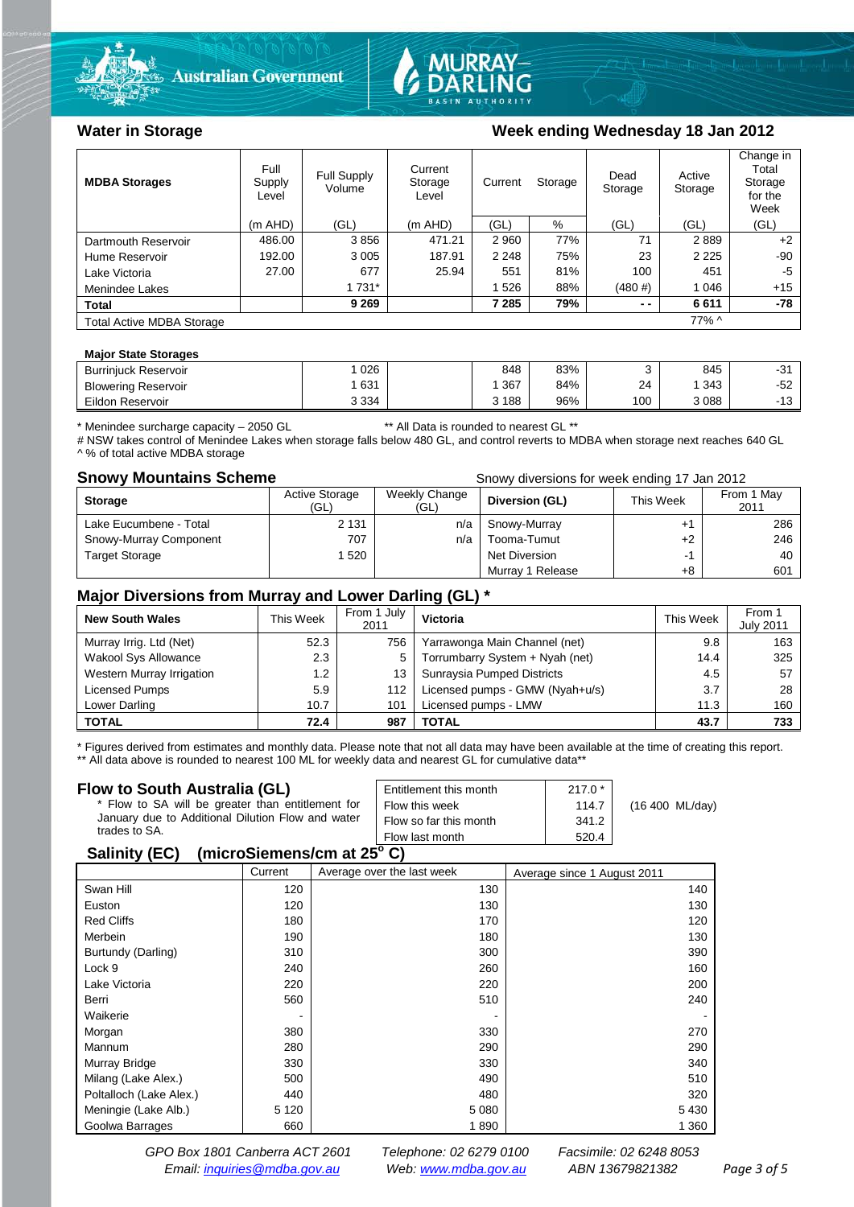## Water in Storage

## Week ending Wednesday 18 Jan 2012

| MDBA Storages | Full Supply Level | Full Supply Volume | Current Storage Level | Current Storage | | Dead Storage | Active Storage | Change in Total Storage for the Week |
|---|---|---|---|---|---|---|---|---|
| | (m AHD) | (GL) | (m AHD) | (GL) | % | (GL) | (GL) | (GL) |
| Dartmouth Reservoir | 486.00 | 3 856 | 471.21 | 2 960 | 77% | 71 | 2 889 | +2 |
| Hume Reservoir | 192.00 | 3 005 | 187.91 | 2 248 | 75% | 23 | 2 225 | -90 |
| Lake Victoria | 27.00 | 677 | 25.94 | 551 | 81% | 100 | 451 | -5 |
| Menindee Lakes | | 1 731* | | 1 526 | 88% | (480 #) | 1 046 | +15 |
| **Total** | | **9 269** | | **7 285** | **79%** | **- -** | **6 611** | **-78** |
| Total Active MDBA Storage | | | | | | | 77% ^ | |

**Major State Storages**

| | | | | | | | |
|---|---|---|---|---|---|---|---|
| Burrinjuck Reservoir | 1 026 | | 848 | 83% | 3 | 845 | -31 |
| Blowering Reservoir | 1 631 | | 1 367 | 84% | 24 | 1 343 | -52 |
| Eildon Reservoir | 3 334 | | 3 188 | 96% | 100 | 3 088 | -13 |

\* Menindee surcharge capacity – 2050 GL ** All Data is rounded to nearest GL **

\# NSW takes control of Menindee Lakes when storage falls below 480 GL, and control reverts to MDBA when storage next reaches 640 GL

^ % of total active MDBA storage

## Snowy Mountains Scheme

Snowy diversions for week ending 17 Jan 2012

| Storage | Active Storage (GL) | Weekly Change (GL) | Diversion (GL) | This Week | From 1 May 2011 |
|---|---|---|---|---|---|
| Lake Eucumbene - Total | 2 131 | n/a | Snowy-Murray | +1 | 286 |
| Snowy-Murray Component | 707 | n/a | Tooma-Tumut | +2 | 246 |
| Target Storage | 1 520 | | Net Diversion | -1 | 40 |
| | | | Murray 1 Release | +8 | 601 |

## Major Diversions from Murray and Lower Darling (GL) *

| New South Wales | This Week | From 1 July 2011 | Victoria | This Week | From 1 July 2011 |
|---|---|---|---|---|---|
| Murray Irrig. Ltd (Net) | 52.3 | 756 | Yarrawonga Main Channel (net) | 9.8 | 163 |
| Wakool Sys Allowance | 2.3 | 5 | Torrumbarry System + Nyah (net) | 14.4 | 325 |
| Western Murray Irrigation | 1.2 | 13 | Sunraysia Pumped Districts | 4.5 | 57 |
| Licensed Pumps | 5.9 | 112 | Licensed pumps - GMW (Nyah+u/s) | 3.7 | 28 |
| Lower Darling | 10.7 | 101 | Licensed pumps - LMW | 11.3 | 160 |
| **TOTAL** | **72.4** | **987** | **TOTAL** | **43.7** | **733** |

\* Figures derived from estimates and monthly data. Please note that not all data may have been available at the time of creating this report.

** All data above is rounded to nearest 100 ML for weekly data and nearest GL for cumulative data**

## Flow to South Australia (GL)

\* Flow to SA will be greater than entitlement for January due to Additional Dilution Flow and water trades to SA.

| | | |
|---|---|---|
| Entitlement this month | 217.0 * | |
| Flow this week | 114.7 | (16 400 ML/day) |
| Flow so far this month | 341.2 | |
| Flow last month | 520.4 | |

## Salinity (EC) (microSiemens/cm at 25° C)

| | Current | Average over the last week | Average since 1 August 2011 |
|---|---|---|---|
| Swan Hill | 120 | 130 | 140 |
| Euston | 120 | 130 | 130 |
| Red Cliffs | 180 | 170 | 120 |
| Merbein | 190 | 180 | 130 |
| Burtundy (Darling) | 310 | 300 | 390 |
| Lock 9 | 240 | 260 | 160 |
| Lake Victoria | 220 | 220 | 200 |
| Berri | 560 | 510 | 240 |
| Waikerie | - | - | - |
| Morgan | 380 | 330 | 270 |
| Mannum | 280 | 290 | 290 |
| Murray Bridge | 330 | 330 | 340 |
| Milang (Lake Alex.) | 500 | 490 | 510 |
| Poltalloch (Lake Alex.) | 440 | 480 | 320 |
| Meningie (Lake Alb.) | 5 120 | 5 080 | 5 430 |
| Goolwa Barrages | 660 | 1 890 | 1 360 |

*GPO Box 1801 Canberra ACT 2601 Telephone: 02 6279 0100 Facsimile: 02 6248 8053*
*Email: inquiries@mdba.gov.au Web: www.mdba.gov.au ABN 13679821382*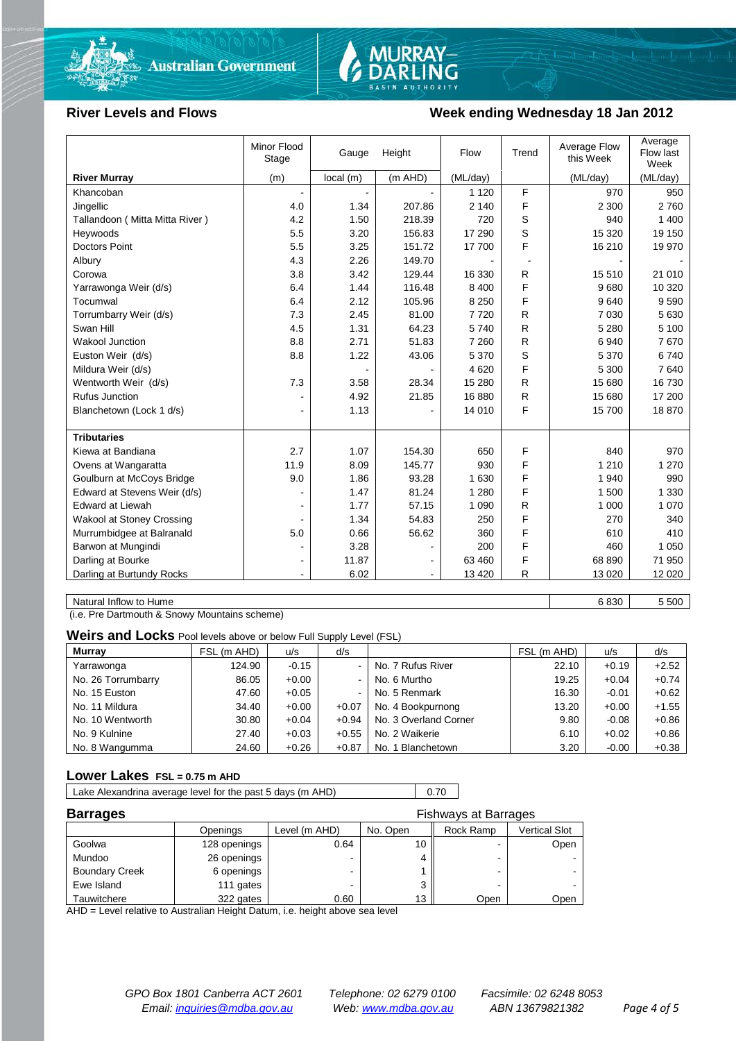Australian Government | MURRAY–DARLING BASIN AUTHORITY

## River Levels and Flows

**Week ending Wednesday 18 Jan 2012**

| **River Murray** | Minor Flood Stage (m) | Gauge Height local (m) | Gauge Height (m AHD) | Flow (ML/day) | Trend | Average Flow this Week (ML/day) | Average Flow last Week (ML/day) |
|---|---|---|---|---|---|---|---|
| Khancoban | - | - | - | 1 120 | F | 970 | 950 |
| Jingellic | 4.0 | 1.34 | 207.86 | 2 140 | F | 2 300 | 2 760 |
| Tallandoon ( Mitta Mitta River ) | 4.2 | 1.50 | 218.39 | 720 | S | 940 | 1 400 |
| Heywoods | 5.5 | 3.20 | 156.83 | 17 290 | S | 15 320 | 19 150 |
| Doctors Point | 5.5 | 3.25 | 151.72 | 17 700 | F | 16 210 | 19 970 |
| Albury | 4.3 | 2.26 | 149.70 | - | - | - | - |
| Corowa | 3.8 | 3.42 | 129.44 | 16 330 | R | 15 510 | 21 010 |
| Yarrawonga Weir (d/s) | 6.4 | 1.44 | 116.48 | 8 400 | F | 9 680 | 10 320 |
| Tocumwal | 6.4 | 2.12 | 105.96 | 8 250 | F | 9 640 | 9 590 |
| Torrumbarry Weir (d/s) | 7.3 | 2.45 | 81.00 | 7 720 | R | 7 030 | 5 630 |
| Swan Hill | 4.5 | 1.31 | 64.23 | 5 740 | R | 5 280 | 5 100 |
| Wakool Junction | 8.8 | 2.71 | 51.83 | 7 260 | R | 6 940 | 7 670 |
| Euston Weir (d/s) | 8.8 | 1.22 | 43.06 | 5 370 | S | 5 370 | 6 740 |
| Mildura Weir (d/s) | | - | - | 4 620 | F | 5 300 | 7 640 |
| Wentworth Weir (d/s) | 7.3 | 3.58 | 28.34 | 15 280 | R | 15 680 | 16 730 |
| Rufus Junction | - | 4.92 | 21.85 | 16 880 | R | 15 680 | 17 200 |
| Blanchetown (Lock 1 d/s) | - | 1.13 | - | 14 010 | F | 15 700 | 18 870 |
| **Tributaries** | | | | | | | |
| Kiewa at Bandiana | 2.7 | 1.07 | 154.30 | 650 | F | 840 | 970 |
| Ovens at Wangaratta | 11.9 | 8.09 | 145.77 | 930 | F | 1 210 | 1 270 |
| Goulburn at McCoys Bridge | 9.0 | 1.86 | 93.28 | 1 630 | F | 1 940 | 990 |
| Edward at Stevens Weir (d/s) | - | 1.47 | 81.24 | 1 280 | F | 1 500 | 1 330 |
| Edward at Liewah | - | 1.77 | 57.15 | 1 090 | R | 1 000 | 1 070 |
| Wakool at Stoney Crossing | - | 1.34 | 54.83 | 250 | F | 270 | 340 |
| Murrumbidgee at Balranald | 5.0 | 0.66 | 56.62 | 360 | F | 610 | 410 |
| Barwon at Mungindi | - | 3.28 | - | 200 | F | 460 | 1 050 |
| Darling at Bourke | - | 11.87 | - | 63 460 | F | 68 890 | 71 950 |
| Darling at Burtundy Rocks | - | 6.02 | - | 13 420 | R | 13 020 | 12 020 |

| Natural Inflow to Hume | 6 830 | 5 500 |
|---|---|---|

(i.e. Pre Dartmouth & Snowy Mountains scheme)

### Weirs and Locks

Pool levels above or below Full Supply Level (FSL)

| Murray | FSL (m AHD) | u/s | d/s | | FSL (m AHD) | u/s | d/s |
|---|---|---|---|---|---|---|---|
| Yarrawonga | 124.90 | -0.15 | - | No. 7 Rufus River | 22.10 | +0.19 | +2.52 |
| No. 26 Torrumbarry | 86.05 | +0.00 | - | No. 6 Murtho | 19.25 | +0.04 | +0.74 |
| No. 15 Euston | 47.60 | +0.05 | - | No. 5 Renmark | 16.30 | -0.01 | +0.62 |
| No. 11 Mildura | 34.40 | +0.00 | +0.07 | No. 4 Bookpurnong | 13.20 | +0.00 | +1.55 |
| No. 10 Wentworth | 30.80 | +0.04 | +0.94 | No. 3 Overland Corner | 9.80 | -0.08 | +0.86 |
| No. 9 Kulnine | 27.40 | +0.03 | +0.55 | No. 2 Waikerie | 6.10 | +0.02 | +0.86 |
| No. 8 Wangumma | 24.60 | +0.26 | +0.87 | No. 1 Blanchetown | 3.20 | -0.00 | +0.38 |

### Lower Lakes

FSL = 0.75 m AHD

| Lake Alexandrina average level for the past 5 days (m AHD) | 0.70 |
|---|---|

### Barrages

| | Openings | Level (m AHD) | No. Open | Fishways at Barrages: Rock Ramp | Fishways at Barrages: Vertical Slot |
|---|---|---|---|---|---|
| Goolwa | 128 openings | 0.64 | 10 | - | Open |
| Mundoo | 26 openings | - | 4 | - | - |
| Boundary Creek | 6 openings | - | 1 | - | - |
| Ewe Island | 111 gates | - | 3 | - | - |
| Tauwitchere | 322 gates | 0.60 | 13 | Open | Open |

AHD = Level relative to Australian Height Datum, i.e. height above sea level

*GPO Box 1801 Canberra ACT 2601* *Telephone: 02 6279 0100* *Facsimile: 02 6248 8053*
*Email: inquiries@mdba.gov.au* *Web: www.mdba.gov.au* *ABN 13679821382*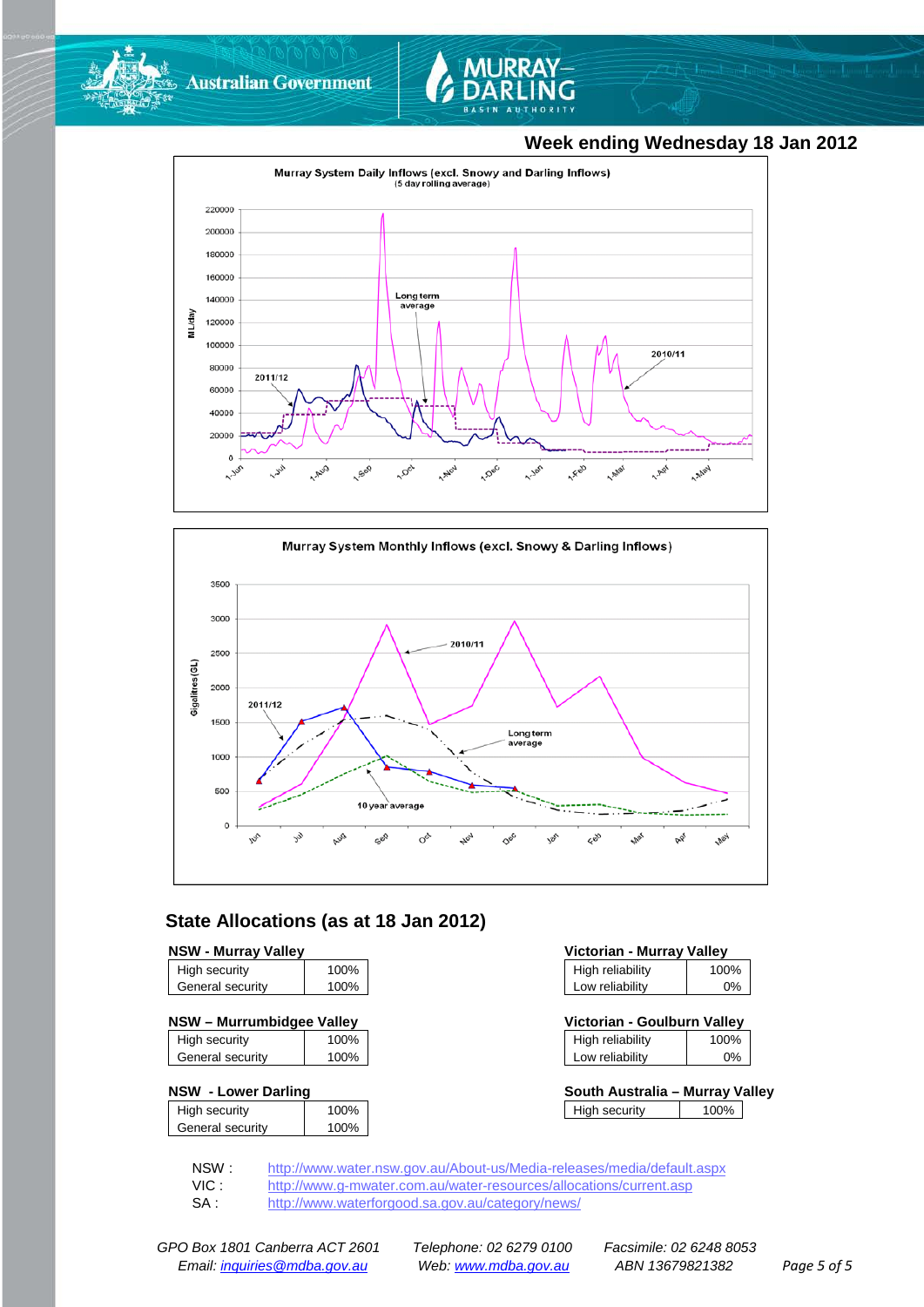Week ending Wednesday 18 Jan 2012

Murray System Daily Inflows (excl. Snowy and Darling Inflows)
(5 day rolling average)

ML/day

220000
200000
180000
160000
140000
120000
100000
80000
60000
40000
20000
0

1-Jun 1-Jul 1-Aug 1-Sep 1-Oct 1-Nov 1-Dec 1-Jan 1-Feb 1-Mar 1-Apr 1-May

Long term average

2011/12

2010/11

Murray System Monthly Inflows (excl. Snowy & Darling Inflows)

Gigalitres (GL)

3500
3000
2500
2000
1500
1000
500
0

Jun Jul Aug Sep Oct Nov Dec Jan Feb Mar Apr May

2010/11

2011/12

Long term average

10 year average

## State Allocations (as at 18 Jan 2012)

**NSW - Murray Valley**

| | |
|---|---|
| High security | 100% |
| General security | 100% |

**NSW – Murrumbidgee Valley**

| | |
|---|---|
| High security | 100% |
| General security | 100% |

**NSW - Lower Darling**

| | |
|---|---|
| High security | 100% |
| General security | 100% |

**Victorian - Murray Valley**

| | |
|---|---|
| High reliability | 100% |
| Low reliability | 0% |

**Victorian - Goulburn Valley**

| | |
|---|---|
| High reliability | 100% |
| Low reliability | 0% |

**South Australia – Murray Valley**

| | |
|---|---|
| High security | 100% |

NSW : http://www.water.nsw.gov.au/About-us/Media-releases/media/default.aspx
VIC : http://www.g-mwater.com.au/water-resources/allocations/current.asp
SA : http://www.waterforgood.sa.gov.au/category/news/

*GPO Box 1801 Canberra ACT 2601* *Telephone: 02 6279 0100* *Facsimile: 02 6248 8053*
*Email: inquiries@mdba.gov.au* *Web: www.mdba.gov.au* *ABN 13679821382*